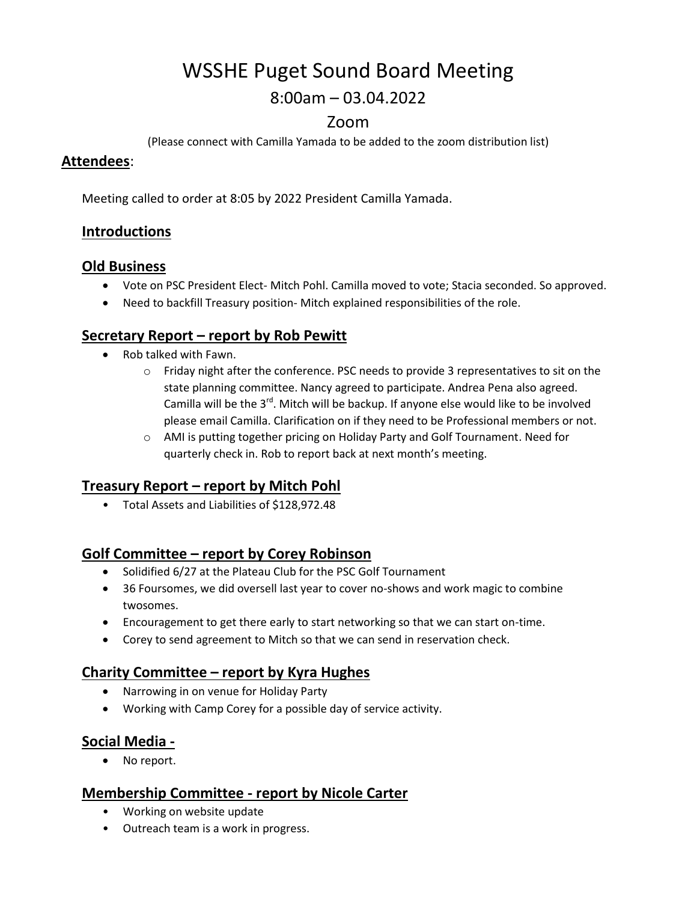# WSSHE Puget Sound Board Meeting

## 8:00am – 03.04.2022

## Zoom

(Please connect with Camilla Yamada to be added to the zoom distribution list)

**Attendees**:

Meeting called to order at 8:05 by 2022 President Camilla Yamada.

### Introductions

### Old Business

- Vote on PSC President Elect- Mitch Pohl. Camilla moved to vote; Stacia seconded. So approved.
- Need to backfill Treasury position- Mitch explained responsibilities of the role.

### Secretary Report – report by Rob Pewitt

- Rob talked with Fawn.
  - Friday night after the conference. PSC needs to provide 3 representatives to sit on the state planning committee. Nancy agreed to participate. Andrea Pena also agreed. Camilla will be the 3rd. Mitch will be backup. If anyone else would like to be involved please email Camilla. Clarification on if they need to be Professional members or not.
  - AMI is putting together pricing on Holiday Party and Golf Tournament. Need for quarterly check in. Rob to report back at next month's meeting.

### Treasury Report – report by Mitch Pohl

- Total Assets and Liabilities of $128,972.48

### Golf Committee – report by Corey Robinson

- Solidified 6/27 at the Plateau Club for the PSC Golf Tournament
- 36 Foursomes, we did oversell last year to cover no-shows and work magic to combine twosomes.
- Encouragement to get there early to start networking so that we can start on-time.
- Corey to send agreement to Mitch so that we can send in reservation check.

### Charity Committee – report by Kyra Hughes

- Narrowing in on venue for Holiday Party
- Working with Camp Corey for a possible day of service activity.

### Social Media -

- No report.

### Membership Committee - report by Nicole Carter

- Working on website update
- Outreach team is a work in progress.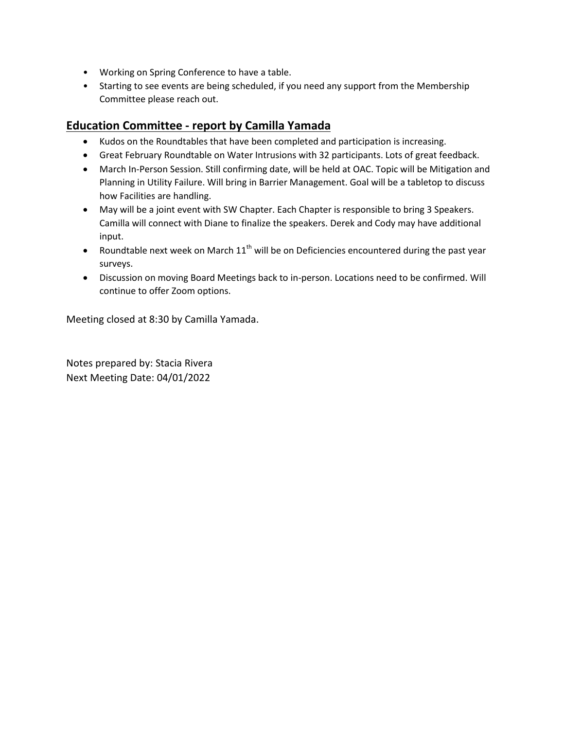- Working on Spring Conference to have a table.
- Starting to see events are being scheduled, if you need any support from the Membership Committee please reach out.

## Education Committee - report by Camilla Yamada

- Kudos on the Roundtables that have been completed and participation is increasing.
- Great February Roundtable on Water Intrusions with 32 participants. Lots of great feedback.
- March In-Person Session. Still confirming date, will be held at OAC. Topic will be Mitigation and Planning in Utility Failure. Will bring in Barrier Management. Goal will be a tabletop to discuss how Facilities are handling.
- May will be a joint event with SW Chapter. Each Chapter is responsible to bring 3 Speakers. Camilla will connect with Diane to finalize the speakers. Derek and Cody may have additional input.
- Roundtable next week on March 11th will be on Deficiencies encountered during the past year surveys.
- Discussion on moving Board Meetings back to in-person. Locations need to be confirmed. Will continue to offer Zoom options.

Meeting closed at 8:30 by Camilla Yamada.

Notes prepared by: Stacia Rivera
Next Meeting Date: 04/01/2022